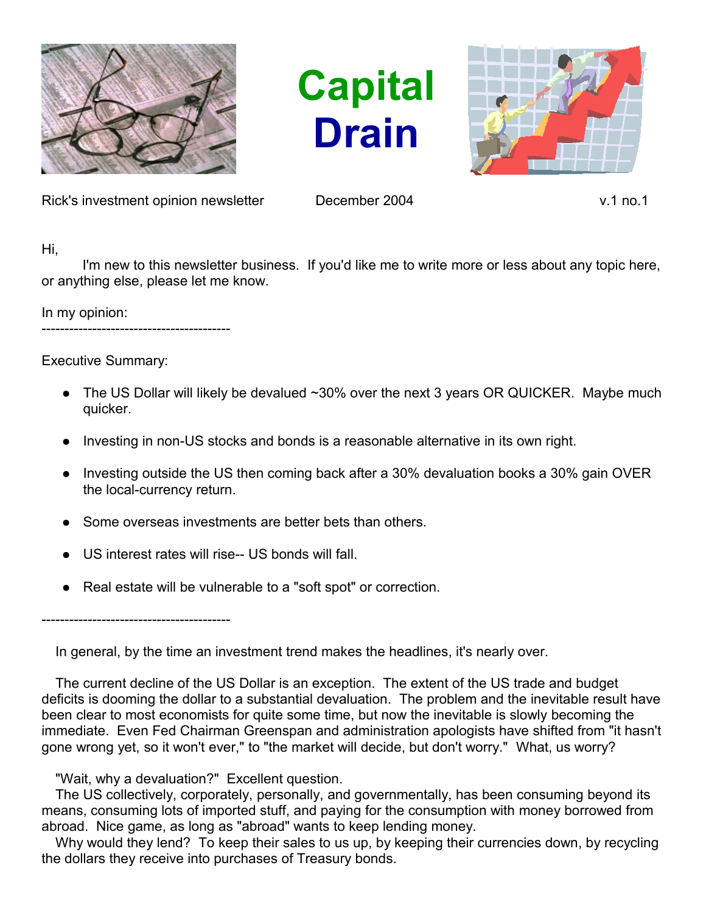# Capital Drain

Rick's investment opinion newsletter December 2004 v.1 no.1

Hi,

I'm new to this newsletter business. If you'd like me to write more or less about any topic here, or anything else, please let me know.

In my opinion:

-----------------------------------------

Executive Summary:

- The US Dollar will likely be devalued ~30% over the next 3 years OR QUICKER. Maybe much quicker.
- Investing in non-US stocks and bonds is a reasonable alternative in its own right.
- Investing outside the US then coming back after a 30% devaluation books a 30% gain OVER the local-currency return.
- Some overseas investments are better bets than others.
- US interest rates will rise-- US bonds will fall.
- Real estate will be vulnerable to a "soft spot" or correction.

-----------------------------------------

In general, by the time an investment trend makes the headlines, it's nearly over.

The current decline of the US Dollar is an exception. The extent of the US trade and budget deficits is dooming the dollar to a substantial devaluation. The problem and the inevitable result have been clear to most economists for quite some time, but now the inevitable is slowly becoming the immediate. Even Fed Chairman Greenspan and administration apologists have shifted from "it hasn't gone wrong yet, so it won't ever," to "the market will decide, but don't worry." What, us worry?

"Wait, why a devaluation?" Excellent question.

The US collectively, corporately, personally, and governmentally, has been consuming beyond its means, consuming lots of imported stuff, and paying for the consumption with money borrowed from abroad. Nice game, as long as "abroad" wants to keep lending money.

Why would they lend? To keep their sales to us up, by keeping their currencies down, by recycling the dollars they receive into purchases of Treasury bonds.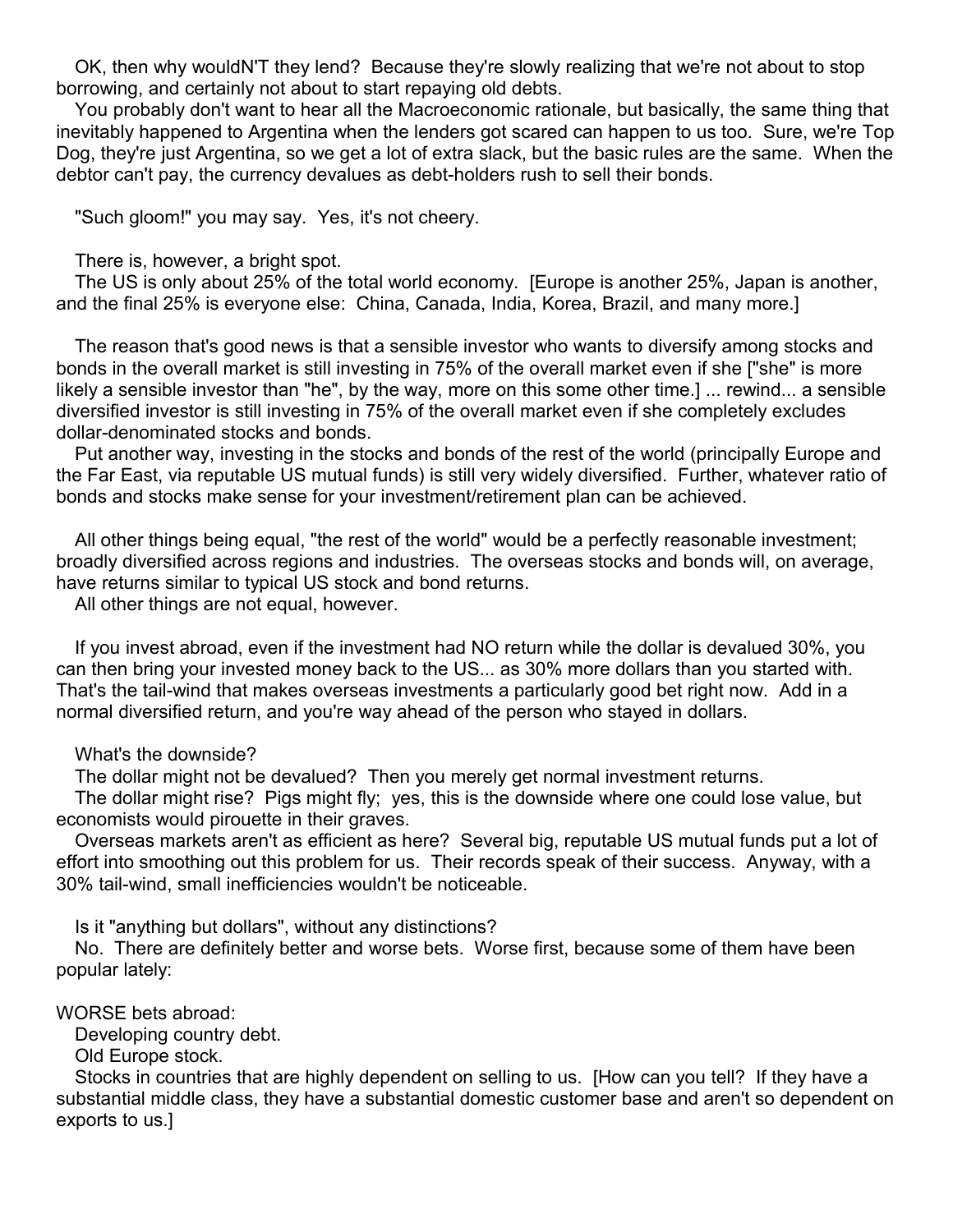OK, then why wouldN'T they lend? Because they're slowly realizing that we're not about to stop borrowing, and certainly not about to start repaying old debts.

You probably don't want to hear all the Macroeconomic rationale, but basically, the same thing that inevitably happened to Argentina when the lenders got scared can happen to us too. Sure, we're Top Dog, they're just Argentina, so we get a lot of extra slack, but the basic rules are the same. When the debtor can't pay, the currency devalues as debt-holders rush to sell their bonds.

"Such gloom!" you may say. Yes, it's not cheery.

There is, however, a bright spot.

The US is only about 25% of the total world economy. [Europe is another 25%, Japan is another, and the final 25% is everyone else: China, Canada, India, Korea, Brazil, and many more.]

The reason that's good news is that a sensible investor who wants to diversify among stocks and bonds in the overall market is still investing in 75% of the overall market even if she ["she" is more likely a sensible investor than "he", by the way, more on this some other time.] ... rewind... a sensible diversified investor is still investing in 75% of the overall market even if she completely excludes dollar-denominated stocks and bonds.

Put another way, investing in the stocks and bonds of the rest of the world (principally Europe and the Far East, via reputable US mutual funds) is still very widely diversified. Further, whatever ratio of bonds and stocks make sense for your investment/retirement plan can be achieved.

All other things being equal, "the rest of the world" would be a perfectly reasonable investment; broadly diversified across regions and industries. The overseas stocks and bonds will, on average, have returns similar to typical US stock and bond returns.

All other things are not equal, however.

If you invest abroad, even if the investment had NO return while the dollar is devalued 30%, you can then bring your invested money back to the US... as 30% more dollars than you started with. That's the tail-wind that makes overseas investments a particularly good bet right now. Add in a normal diversified return, and you're way ahead of the person who stayed in dollars.

What's the downside?

The dollar might not be devalued? Then you merely get normal investment returns.

The dollar might rise? Pigs might fly; yes, this is the downside where one could lose value, but economists would pirouette in their graves.

Overseas markets aren't as efficient as here? Several big, reputable US mutual funds put a lot of effort into smoothing out this problem for us. Their records speak of their success. Anyway, with a 30% tail-wind, small inefficiencies wouldn't be noticeable.

Is it "anything but dollars", without any distinctions?

No. There are definitely better and worse bets. Worse first, because some of them have been popular lately:

WORSE bets abroad:

Developing country debt.

Old Europe stock.

Stocks in countries that are highly dependent on selling to us. [How can you tell? If they have a substantial middle class, they have a substantial domestic customer base and aren't so dependent on exports to us.]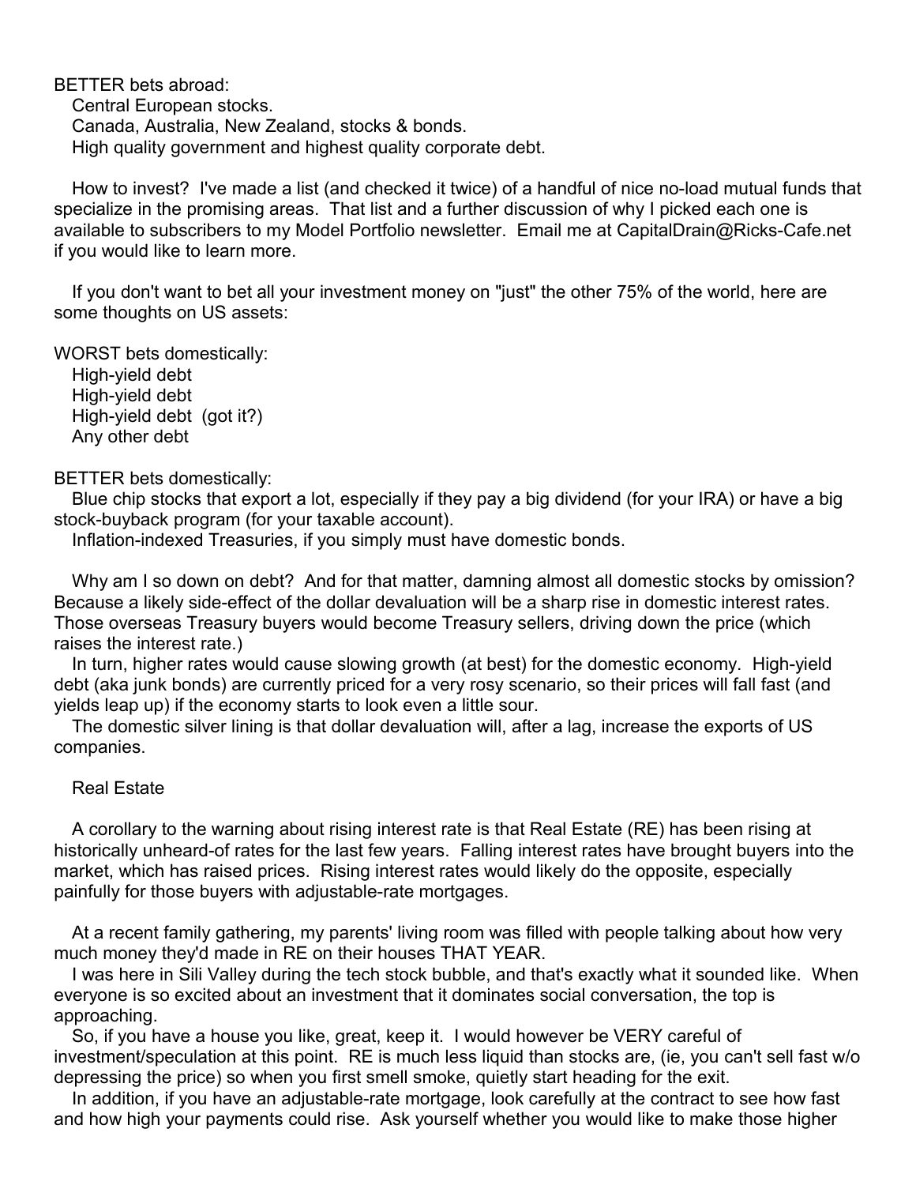BETTER bets abroad:

Central European stocks.
Canada, Australia, New Zealand, stocks & bonds.
High quality government and highest quality corporate debt.

How to invest? I've made a list (and checked it twice) of a handful of nice no-load mutual funds that specialize in the promising areas. That list and a further discussion of why I picked each one is available to subscribers to my Model Portfolio newsletter. Email me at CapitalDrain@Ricks-Cafe.net if you would like to learn more.

If you don't want to bet all your investment money on "just" the other 75% of the world, here are some thoughts on US assets:

WORST bets domestically:

High-yield debt
High-yield debt
High-yield debt (got it?)
Any other debt

BETTER bets domestically:

Blue chip stocks that export a lot, especially if they pay a big dividend (for your IRA) or have a big stock-buyback program (for your taxable account).
Inflation-indexed Treasuries, if you simply must have domestic bonds.

Why am I so down on debt? And for that matter, damning almost all domestic stocks by omission? Because a likely side-effect of the dollar devaluation will be a sharp rise in domestic interest rates. Those overseas Treasury buyers would become Treasury sellers, driving down the price (which raises the interest rate.)

In turn, higher rates would cause slowing growth (at best) for the domestic economy. High-yield debt (aka junk bonds) are currently priced for a very rosy scenario, so their prices will fall fast (and yields leap up) if the economy starts to look even a little sour.

The domestic silver lining is that dollar devaluation will, after a lag, increase the exports of US companies.

Real Estate

A corollary to the warning about rising interest rate is that Real Estate (RE) has been rising at historically unheard-of rates for the last few years. Falling interest rates have brought buyers into the market, which has raised prices. Rising interest rates would likely do the opposite, especially painfully for those buyers with adjustable-rate mortgages.

At a recent family gathering, my parents' living room was filled with people talking about how very much money they'd made in RE on their houses THAT YEAR.

I was here in Sili Valley during the tech stock bubble, and that's exactly what it sounded like. When everyone is so excited about an investment that it dominates social conversation, the top is approaching.

So, if you have a house you like, great, keep it. I would however be VERY careful of investment/speculation at this point. RE is much less liquid than stocks are, (ie, you can't sell fast w/o depressing the price) so when you first smell smoke, quietly start heading for the exit.

In addition, if you have an adjustable-rate mortgage, look carefully at the contract to see how fast and how high your payments could rise. Ask yourself whether you would like to make those higher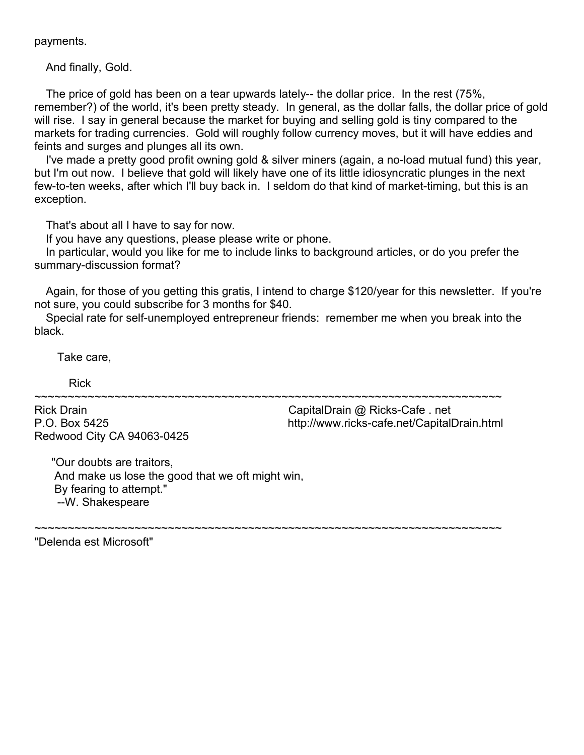payments.

And finally, Gold.

The price of gold has been on a tear upwards lately-- the dollar price. In the rest (75%, remember?) of the world, it's been pretty steady. In general, as the dollar falls, the dollar price of gold will rise. I say in general because the market for buying and selling gold is tiny compared to the markets for trading currencies. Gold will roughly follow currency moves, but it will have eddies and feints and surges and plunges all its own.

I've made a pretty good profit owning gold & silver miners (again, a no-load mutual fund) this year, but I'm out now. I believe that gold will likely have one of its little idiosyncratic plunges in the next few-to-ten weeks, after which I'll buy back in. I seldom do that kind of market-timing, but this is an exception.

That's about all I have to say for now.

If you have any questions, please please write or phone.

In particular, would you like for me to include links to background articles, or do you prefer the summary-discussion format?

Again, for those of you getting this gratis, I intend to charge $120/year for this newsletter. If you're not sure, you could subscribe for 3 months for $40.

Special rate for self-unemployed entrepreneur friends: remember me when you break into the black.

Take care,

Rick

~~~~~~~~~~~~~~~~~~~~~~~~~~~~~~~~~~~~~~~~~~~~~~~~~~~~~~~~~~~~~~~~~~~~~~~~

Rick Drain
P.O. Box 5425
Redwood City CA 94063-0425

CapitalDrain @ Ricks-Cafe . net
http://www.ricks-cafe.net/CapitalDrain.html

"Our doubts are traitors,
And make us lose the good that we oft might win,
By fearing to attempt."
--W. Shakespeare

~~~~~~~~~~~~~~~~~~~~~~~~~~~~~~~~~~~~~~~~~~~~~~~~~~~~~~~~~~~~~~~~~~~~~~~~

"Delenda est Microsoft"